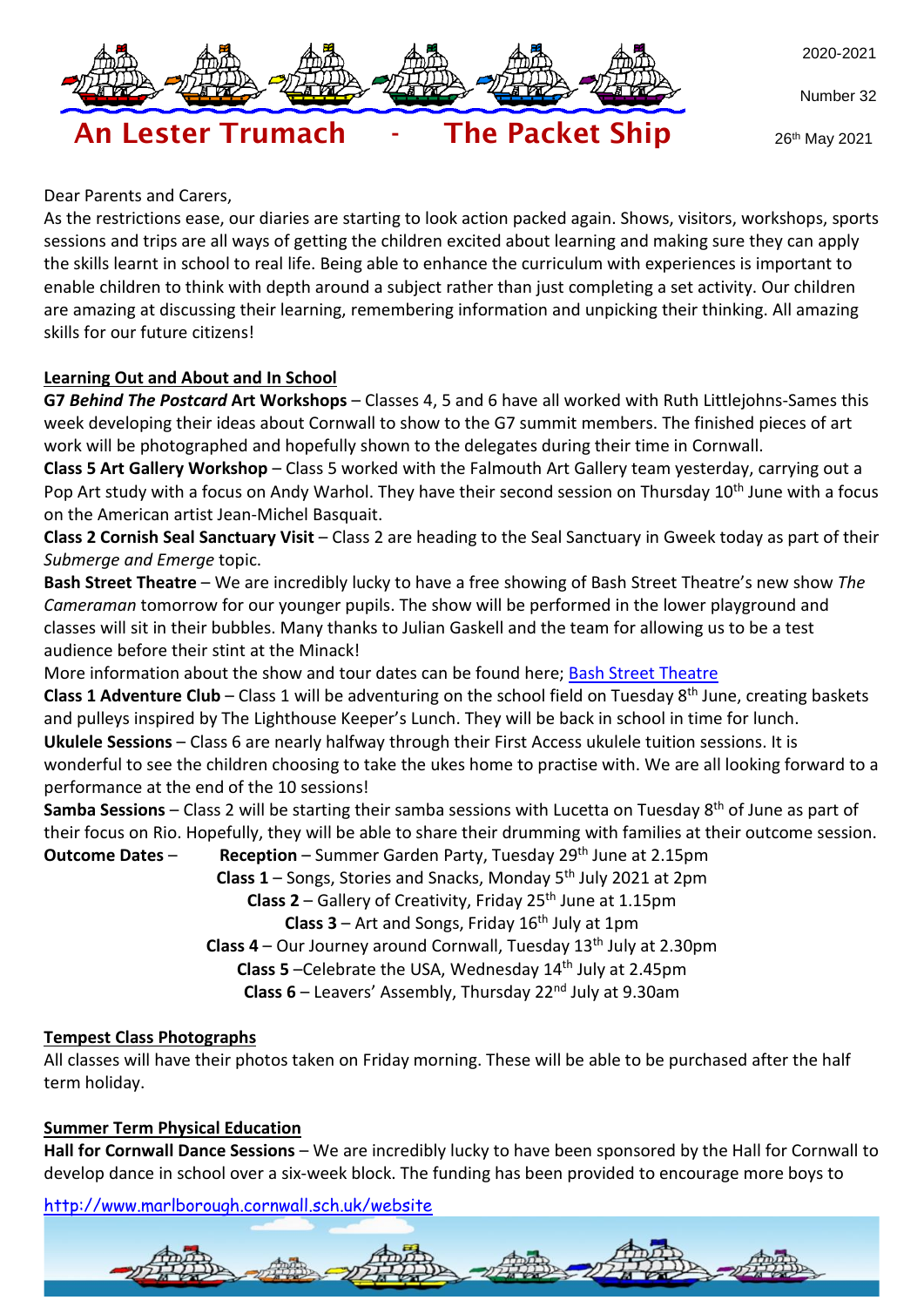# An Lester Trumach - The Packet Ship

2020-2021

Number 32

26th May 2021

Dear Parents and Carers,

As the restrictions ease, our diaries are starting to look action packed again. Shows, visitors, workshops, sports sessions and trips are all ways of getting the children excited about learning and making sure they can apply the skills learnt in school to real life. Being able to enhance the curriculum with experiences is important to enable children to think with depth around a subject rather than just completing a set activity. Our children are amazing at discussing their learning, remembering information and unpicking their thinking. All amazing skills for our future citizens!

## Learning Out and About and In School

**G7 *Behind The Postcard* Art Workshops** – Classes 4, 5 and 6 have all worked with Ruth Littlejohns-Sames this week developing their ideas about Cornwall to show to the G7 summit members. The finished pieces of art work will be photographed and hopefully shown to the delegates during their time in Cornwall.

**Class 5 Art Gallery Workshop** – Class 5 worked with the Falmouth Art Gallery team yesterday, carrying out a Pop Art study with a focus on Andy Warhol. They have their second session on Thursday 10th June with a focus on the American artist Jean-Michel Basquait.

**Class 2 Cornish Seal Sanctuary Visit** – Class 2 are heading to the Seal Sanctuary in Gweek today as part of their *Submerge and Emerge* topic.

**Bash Street Theatre** – We are incredibly lucky to have a free showing of Bash Street Theatre's new show *The Cameraman* tomorrow for our younger pupils. The show will be performed in the lower playground and classes will sit in their bubbles. Many thanks to Julian Gaskell and the team for allowing us to be a test audience before their stint at the Minack!

More information about the show and tour dates can be found here; [Bash Street Theatre]

**Class 1 Adventure Club** – Class 1 will be adventuring on the school field on Tuesday 8th June, creating baskets and pulleys inspired by The Lighthouse Keeper's Lunch. They will be back in school in time for lunch.

**Ukulele Sessions** – Class 6 are nearly halfway through their First Access ukulele tuition sessions. It is wonderful to see the children choosing to take the ukes home to practise with. We are all looking forward to a performance at the end of the 10 sessions!

**Samba Sessions** – Class 2 will be starting their samba sessions with Lucetta on Tuesday 8th of June as part of their focus on Rio. Hopefully, they will be able to share their drumming with families at their outcome session.

**Outcome Dates** –

- **Reception** – Summer Garden Party, Tuesday 29th June at 2.15pm
- **Class 1** – Songs, Stories and Snacks, Monday 5th July 2021 at 2pm
- **Class 2** – Gallery of Creativity, Friday 25th June at 1.15pm
- **Class 3** – Art and Songs, Friday 16th July at 1pm
- **Class 4** – Our Journey around Cornwall, Tuesday 13th July at 2.30pm
- **Class 5** –Celebrate the USA, Wednesday 14th July at 2.45pm
- **Class 6** – Leavers' Assembly, Thursday 22nd July at 9.30am

## Tempest Class Photographs

All classes will have their photos taken on Friday morning. These will be able to be purchased after the half term holiday.

## Summer Term Physical Education

**Hall for Cornwall Dance Sessions** – We are incredibly lucky to have been sponsored by the Hall for Cornwall to develop dance in school over a six-week block. The funding has been provided to encourage more boys to

http://www.marlborough.cornwall.sch.uk/website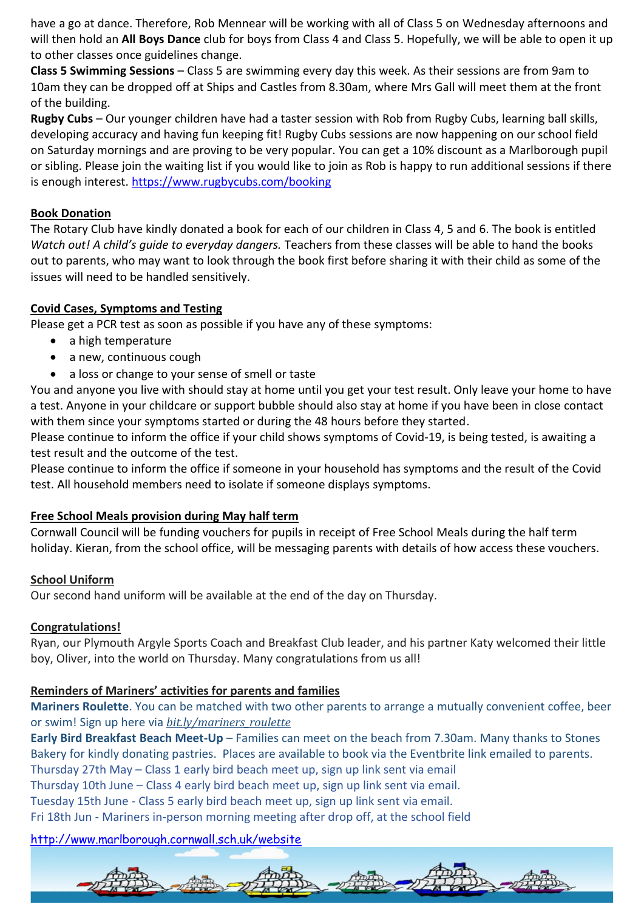have a go at dance. Therefore, Rob Mennear will be working with all of Class 5 on Wednesday afternoons and will then hold an **All Boys Dance** club for boys from Class 4 and Class 5. Hopefully, we will be able to open it up to other classes once guidelines change.

**Class 5 Swimming Sessions** – Class 5 are swimming every day this week. As their sessions are from 9am to 10am they can be dropped off at Ships and Castles from 8.30am, where Mrs Gall will meet them at the front of the building.

**Rugby Cubs** – Our younger children have had a taster session with Rob from Rugby Cubs, learning ball skills, developing accuracy and having fun keeping fit! Rugby Cubs sessions are now happening on our school field on Saturday mornings and are proving to be very popular. You can get a 10% discount as a Marlborough pupil or sibling. Please join the waiting list if you would like to join as Rob is happy to run additional sessions if there is enough interest. https://www.rugbycubs.com/booking

## Book Donation

The Rotary Club have kindly donated a book for each of our children in Class 4, 5 and 6. The book is entitled *Watch out! A child's guide to everyday dangers.* Teachers from these classes will be able to hand the books out to parents, who may want to look through the book first before sharing it with their child as some of the issues will need to be handled sensitively.

## Covid Cases, Symptoms and Testing

Please get a PCR test as soon as possible if you have any of these symptoms:

- a high temperature
- a new, continuous cough
- a loss or change to your sense of smell or taste

You and anyone you live with should stay at home until you get your test result. Only leave your home to have a test. Anyone in your childcare or support bubble should also stay at home if you have been in close contact with them since your symptoms started or during the 48 hours before they started.

Please continue to inform the office if your child shows symptoms of Covid-19, is being tested, is awaiting a test result and the outcome of the test.

Please continue to inform the office if someone in your household has symptoms and the result of the Covid test. All household members need to isolate if someone displays symptoms.

## Free School Meals provision during May half term

Cornwall Council will be funding vouchers for pupils in receipt of Free School Meals during the half term holiday. Kieran, from the school office, will be messaging parents with details of how access these vouchers.

## School Uniform

Our second hand uniform will be available at the end of the day on Thursday.

## Congratulations!

Ryan, our Plymouth Argyle Sports Coach and Breakfast Club leader, and his partner Katy welcomed their little boy, Oliver, into the world on Thursday. Many congratulations from us all!

## Reminders of Mariners' activities for parents and families

**Mariners Roulette**. You can be matched with two other parents to arrange a mutually convenient coffee, beer or swim! Sign up here via *bit.ly/mariners_roulette*

**Early Bird Breakfast Beach Meet-Up** – Families can meet on the beach from 7.30am. Many thanks to Stones Bakery for kindly donating pastries. Places are available to book via the Eventbrite link emailed to parents.

Thursday 27th May – Class 1 early bird beach meet up, sign up link sent via email

Thursday 10th June – Class 4 early bird beach meet up, sign up link sent via email.

Tuesday 15th June - Class 5 early bird beach meet up, sign up link sent via email.

Fri 18th Jun - Mariners in-person morning meeting after drop off, at the school field

http://www.marlborough.cornwall.sch.uk/website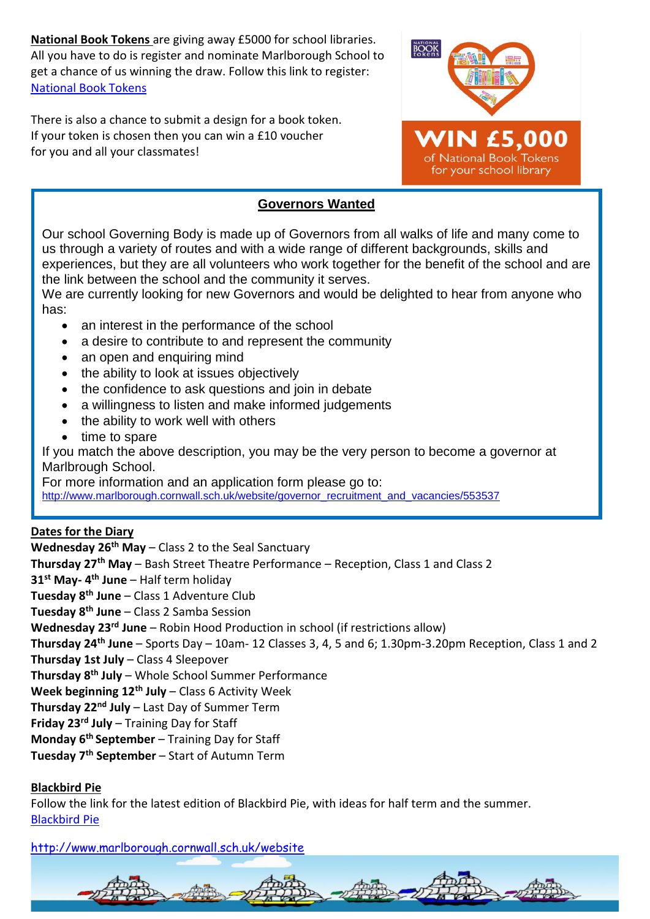**National Book Tokens** are giving away £5000 for school libraries. All you have to do is register and nominate Marlborough School to get a chance of us winning the draw. Follow this link to register: National Book Tokens

There is also a chance to submit a design for a book token. If your token is chosen then you can win a £10 voucher for you and all your classmates!

NATIONAL BOOK tokens

WIN £5,000 of National Book Tokens for your school library

## Governors Wanted

Our school Governing Body is made up of Governors from all walks of life and many come to us through a variety of routes and with a wide range of different backgrounds, skills and experiences, but they are all volunteers who work together for the benefit of the school and are the link between the school and the community it serves.

We are currently looking for new Governors and would be delighted to hear from anyone who has:

- an interest in the performance of the school
- a desire to contribute to and represent the community
- an open and enquiring mind
- the ability to look at issues objectively
- the confidence to ask questions and join in debate
- a willingness to listen and make informed judgements
- the ability to work well with others
- time to spare

If you match the above description, you may be the very person to become a governor at Marlbrough School.

For more information and an application form please go to:
http://www.marlborough.cornwall.sch.uk/website/governor_recruitment_and_vacancies/553537

## Dates for the Diary

**Wednesday 26th May** – Class 2 to the Seal Sanctuary
**Thursday 27th May** – Bash Street Theatre Performance – Reception, Class 1 and Class 2
**31st May- 4th June** – Half term holiday
**Tuesday 8th June** – Class 1 Adventure Club
**Tuesday 8th June** – Class 2 Samba Session
**Wednesday 23rd June** – Robin Hood Production in school (if restrictions allow)
**Thursday 24th June** – Sports Day – 10am- 12 Classes 3, 4, 5 and 6; 1.30pm-3.20pm Reception, Class 1 and 2
**Thursday 1st July** – Class 4 Sleepover
**Thursday 8th July** – Whole School Summer Performance
**Week beginning 12th July** – Class 6 Activity Week
**Thursday 22nd July** – Last Day of Summer Term
**Friday 23rd July** – Training Day for Staff
**Monday 6th September** – Training Day for Staff
**Tuesday 7th September** – Start of Autumn Term

## Blackbird Pie

Follow the link for the latest edition of Blackbird Pie, with ideas for half term and the summer.
Blackbird Pie

http://www.marlborough.cornwall.sch.uk/website